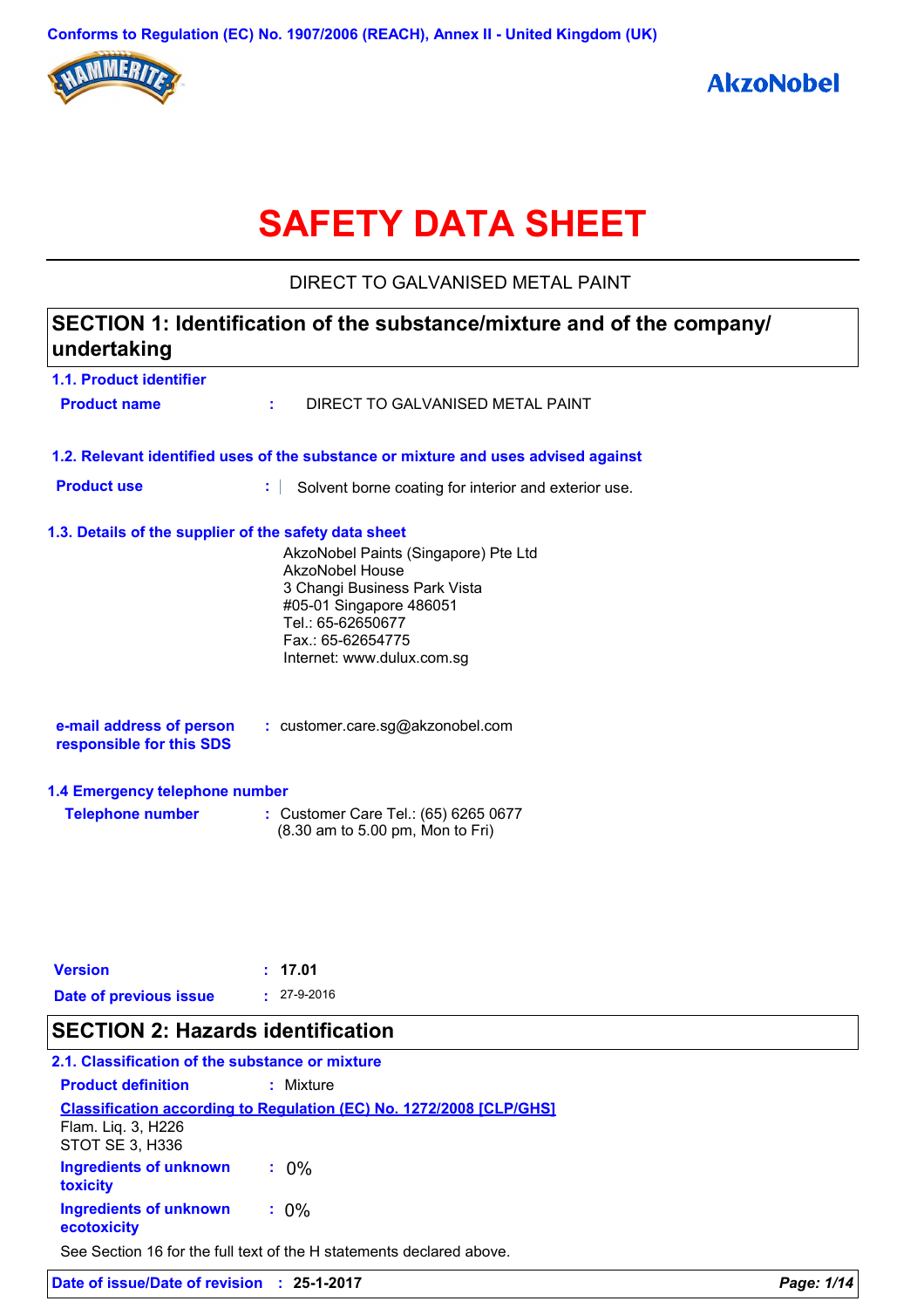Conforms to Regulation (EC) No. 1907/2006 (REACH), Annex II - United Kingdom (UK)

# SAFETY DATA SHEET

DIRECT TO GALVANISED METAL PAINT

## SECTION 1: Identification of the substance/mixture and of the company/undertaking

### 1.1. Product identifier

**Product name** : DIRECT TO GALVANISED METAL PAINT

### 1.2. Relevant identified uses of the substance or mixture and uses advised against

**Product use** : Solvent borne coating for interior and exterior use.

### 1.3. Details of the supplier of the safety data sheet

AkzoNobel Paints (Singapore) Pte Ltd
AkzoNobel House
3 Changi Business Park Vista
#05-01 Singapore 486051
Tel.: 65-62650677
Fax.: 65-62654775
Internet: www.dulux.com.sg

**e-mail address of person responsible for this SDS** : customer.care.sg@akzonobel.com

### 1.4 Emergency telephone number

**Telephone number** : Customer Care Tel.: (65) 6265 0677
(8.30 am to 5.00 pm, Mon to Fri)

**Version** : **17.01**

**Date of previous issue** : 27-9-2016

## SECTION 2: Hazards identification

### 2.1. Classification of the substance or mixture

**Product definition** : Mixture

**Classification according to Regulation (EC) No. 1272/2008 [CLP/GHS]**

Flam. Liq. 3, H226
STOT SE 3, H336

**Ingredients of unknown toxicity** : 0%

**Ingredients of unknown ecotoxicity** : 0%

See Section 16 for the full text of the H statements declared above.

**Date of issue/Date of revision** : **25-1-2017**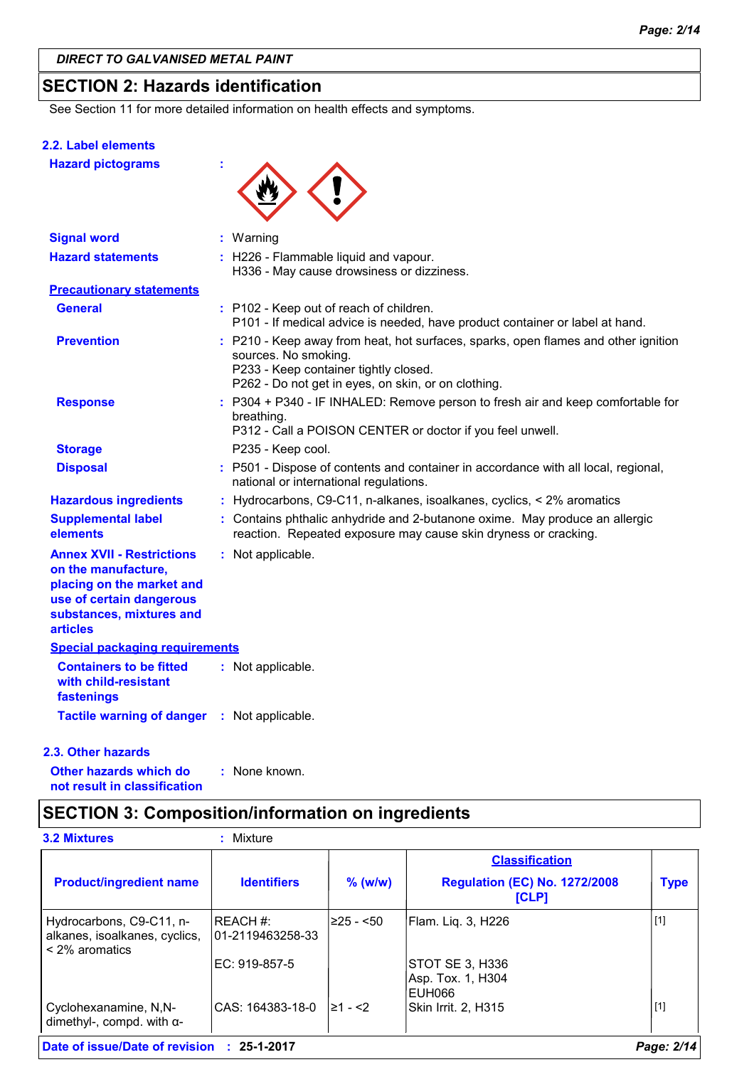DIRECT TO GALVANISED METAL PAINT

## SECTION 2: Hazards identification

See Section 11 for more detailed information on health effects and symptoms.

### 2.2. Label elements

**Hazard pictograms** :

**Signal word** : Warning

**Hazard statements** : H226 - Flammable liquid and vapour.
H336 - May cause drowsiness or dizziness.

**Precautionary statements**

**General** : P102 - Keep out of reach of children.
P101 - If medical advice is needed, have product container or label at hand.

**Prevention** : P210 - Keep away from heat, hot surfaces, sparks, open flames and other ignition sources. No smoking.
P233 - Keep container tightly closed.
P262 - Do not get in eyes, on skin, or on clothing.

**Response** : P304 + P340 - IF INHALED: Remove person to fresh air and keep comfortable for breathing.
P312 - Call a POISON CENTER or doctor if you feel unwell.

**Storage** P235 - Keep cool.

**Disposal** : P501 - Dispose of contents and container in accordance with all local, regional, national or international regulations.

**Hazardous ingredients** : Hydrocarbons, C9-C11, n-alkanes, isoalkanes, cyclics, < 2% aromatics

**Supplemental label elements** : Contains phthalic anhydride and 2-butanone oxime. May produce an allergic reaction. Repeated exposure may cause skin dryness or cracking.

**Annex XVII - Restrictions on the manufacture, placing on the market and use of certain dangerous substances, mixtures and articles** : Not applicable.

**Special packaging requirements**

**Containers to be fitted with child-resistant fastenings** : Not applicable.

**Tactile warning of danger** : Not applicable.

### 2.3. Other hazards

**Other hazards which do not result in classification** : None known.

## SECTION 3: Composition/information on ingredients

**3.2 Mixtures** : Mixture

| Product/ingredient name | Identifiers | % (w/w) | Classification Regulation (EC) No. 1272/2008 [CLP] | Type |
|---|---|---|---|---|
| Hydrocarbons, C9-C11, n-alkanes, isoalkanes, cyclics, < 2% aromatics | REACH #: 01-2119463258-33<br>EC: 919-857-5 | ≥25 - <50 | Flam. Liq. 3, H226<br>STOT SE 3, H336<br>Asp. Tox. 1, H304<br>EUH066 | [1] |
| Cyclohexanamine, N,N-dimethyl-, compd. with α- | CAS: 164383-18-0 | ≥1 - <2 | Skin Irrit. 2, H315 | [1] |

**Date of issue/Date of revision** : 25-1-2017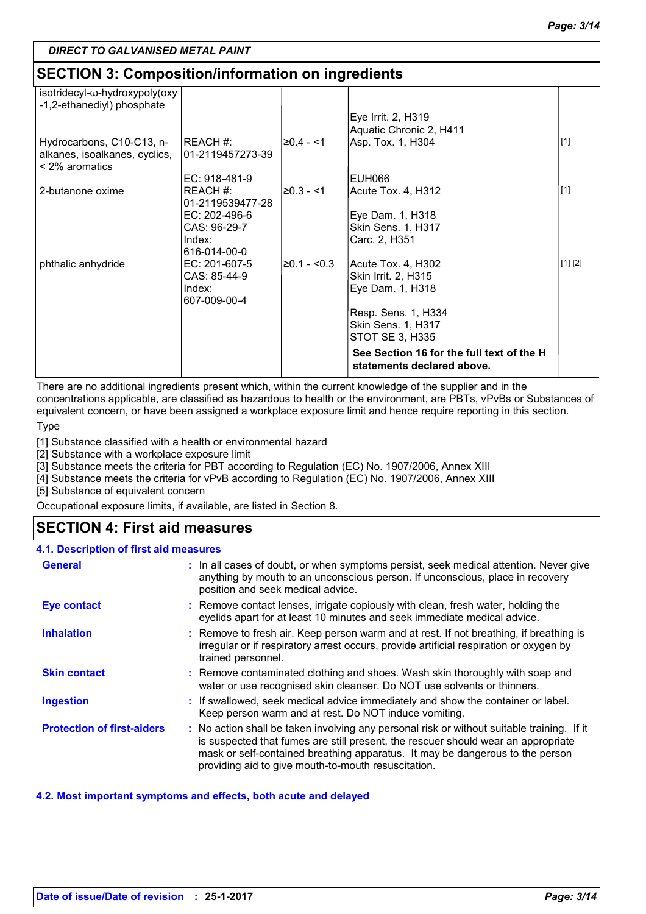*DIRECT TO GALVANISED METAL PAINT*

## SECTION 3: Composition/information on ingredients

| | | | | |
|---|---|---|---|---|
| isotridecyl-ω-hydroxypoly(oxy-1,2-ethanediyl) phosphate | | | Eye Irrit. 2, H319<br>Aquatic Chronic 2, H411 | |
| Hydrocarbons, C10-C13, n-alkanes, isoalkanes, cyclics, < 2% aromatics | REACH #: 01-2119457273-39<br>EC: 918-481-9 | ≥0.4 - <1 | Asp. Tox. 1, H304<br>EUH066 | [1] |
| 2-butanone oxime | REACH #: 01-2119539477-28<br>EC: 202-496-6<br>CAS: 96-29-7<br>Index: 616-014-00-0 | ≥0.3 - <1 | Acute Tox. 4, H312<br>Eye Dam. 1, H318<br>Skin Sens. 1, H317<br>Carc. 2, H351 | [1] |
| phthalic anhydride | EC: 201-607-5<br>CAS: 85-44-9<br>Index: 607-009-00-4 | ≥0.1 - <0.3 | Acute Tox. 4, H302<br>Skin Irrit. 2, H315<br>Eye Dam. 1, H318<br>Resp. Sens. 1, H334<br>Skin Sens. 1, H317<br>STOT SE 3, H335 | [1] [2] |
| | | | **See Section 16 for the full text of the H statements declared above.** | |

There are no additional ingredients present which, within the current knowledge of the supplier and in the concentrations applicable, are classified as hazardous to health or the environment, are PBTs, vPvBs or Substances of equivalent concern, or have been assigned a workplace exposure limit and hence require reporting in this section.

Type

[1] Substance classified with a health or environmental hazard
[2] Substance with a workplace exposure limit
[3] Substance meets the criteria for PBT according to Regulation (EC) No. 1907/2006, Annex XIII
[4] Substance meets the criteria for vPvB according to Regulation (EC) No. 1907/2006, Annex XIII
[5] Substance of equivalent concern

Occupational exposure limits, if available, are listed in Section 8.

## SECTION 4: First aid measures

### 4.1. Description of first aid measures

**General** : In all cases of doubt, or when symptoms persist, seek medical attention. Never give anything by mouth to an unconscious person. If unconscious, place in recovery position and seek medical advice.

**Eye contact** : Remove contact lenses, irrigate copiously with clean, fresh water, holding the eyelids apart for at least 10 minutes and seek immediate medical advice.

**Inhalation** : Remove to fresh air. Keep person warm and at rest. If not breathing, if breathing is irregular or if respiratory arrest occurs, provide artificial respiration or oxygen by trained personnel.

**Skin contact** : Remove contaminated clothing and shoes. Wash skin thoroughly with soap and water or use recognised skin cleanser. Do NOT use solvents or thinners.

**Ingestion** : If swallowed, seek medical advice immediately and show the container or label. Keep person warm and at rest. Do NOT induce vomiting.

**Protection of first-aiders** : No action shall be taken involving any personal risk or without suitable training. If it is suspected that fumes are still present, the rescuer should wear an appropriate mask or self-contained breathing apparatus. It may be dangerous to the person providing aid to give mouth-to-mouth resuscitation.

### 4.2. Most important symptoms and effects, both acute and delayed

Date of issue/Date of revision : 25-1-2017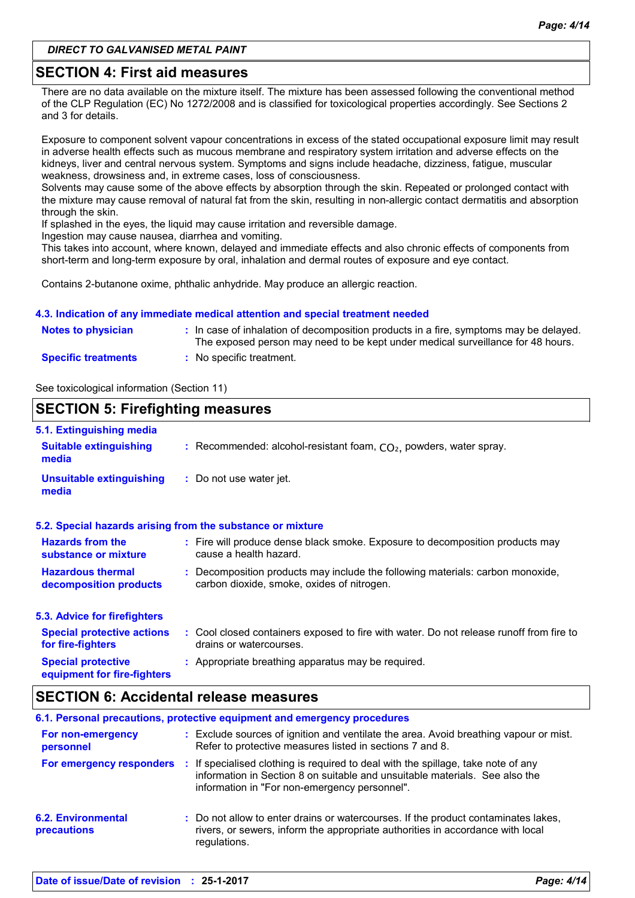## SECTION 4: First aid measures

There are no data available on the mixture itself. The mixture has been assessed following the conventional method of the CLP Regulation (EC) No 1272/2008 and is classified for toxicological properties accordingly. See Sections 2 and 3 for details.

Exposure to component solvent vapour concentrations in excess of the stated occupational exposure limit may result in adverse health effects such as mucous membrane and respiratory system irritation and adverse effects on the kidneys, liver and central nervous system. Symptoms and signs include headache, dizziness, fatigue, muscular weakness, drowsiness and, in extreme cases, loss of consciousness.
Solvents may cause some of the above effects by absorption through the skin. Repeated or prolonged contact with the mixture may cause removal of natural fat from the skin, resulting in non-allergic contact dermatitis and absorption through the skin.
If splashed in the eyes, the liquid may cause irritation and reversible damage.
Ingestion may cause nausea, diarrhea and vomiting.
This takes into account, where known, delayed and immediate effects and also chronic effects of components from short-term and long-term exposure by oral, inhalation and dermal routes of exposure and eye contact.

Contains 2-butanone oxime, phthalic anhydride. May produce an allergic reaction.

### 4.3. Indication of any immediate medical attention and special treatment needed

**Notes to physician** : In case of inhalation of decomposition products in a fire, symptoms may be delayed. The exposed person may need to be kept under medical surveillance for 48 hours.

**Specific treatments** : No specific treatment.

See toxicological information (Section 11)

## SECTION 5: Firefighting measures

### 5.1. Extinguishing media

**Suitable extinguishing media** : Recommended: alcohol-resistant foam, $CO_2$, powders, water spray.

**Unsuitable extinguishing media** : Do not use water jet.

### 5.2. Special hazards arising from the substance or mixture

**Hazards from the substance or mixture** : Fire will produce dense black smoke. Exposure to decomposition products may cause a health hazard.

**Hazardous thermal decomposition products** : Decomposition products may include the following materials: carbon monoxide, carbon dioxide, smoke, oxides of nitrogen.

### 5.3. Advice for firefighters

**Special protective actions for fire-fighters** : Cool closed containers exposed to fire with water. Do not release runoff from fire to drains or watercourses.

**Special protective equipment for fire-fighters** : Appropriate breathing apparatus may be required.

## SECTION 6: Accidental release measures

### 6.1. Personal precautions, protective equipment and emergency procedures

**For non-emergency personnel** : Exclude sources of ignition and ventilate the area. Avoid breathing vapour or mist. Refer to protective measures listed in sections 7 and 8.

**For emergency responders** : If specialised clothing is required to deal with the spillage, take note of any information in Section 8 on suitable and unsuitable materials. See also the information in "For non-emergency personnel".

### 6.2. Environmental precautions

: Do not allow to enter drains or watercourses. If the product contaminates lakes, rivers, or sewers, inform the appropriate authorities in accordance with local regulations.

**Date of issue/Date of revision** : 25-1-2017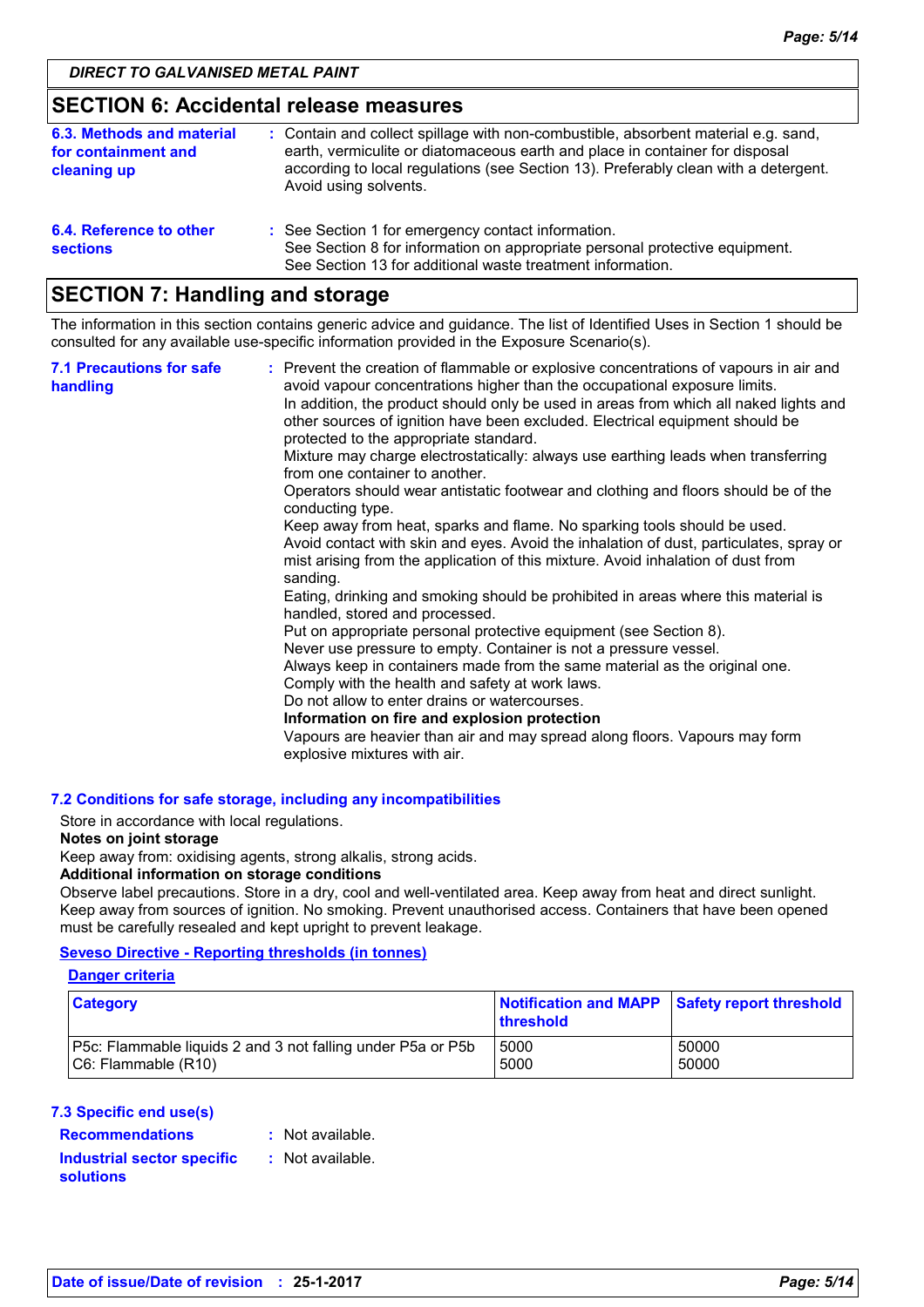DIRECT TO GALVANISED METAL PAINT

## SECTION 6: Accidental release measures

**6.3. Methods and material for containment and cleaning up** : Contain and collect spillage with non-combustible, absorbent material e.g. sand, earth, vermiculite or diatomaceous earth and place in container for disposal according to local regulations (see Section 13). Preferably clean with a detergent. Avoid using solvents.

**6.4. Reference to other sections** : See Section 1 for emergency contact information.
See Section 8 for information on appropriate personal protective equipment.
See Section 13 for additional waste treatment information.

## SECTION 7: Handling and storage

The information in this section contains generic advice and guidance. The list of Identified Uses in Section 1 should be consulted for any available use-specific information provided in the Exposure Scenario(s).

**7.1 Precautions for safe handling** : Prevent the creation of flammable or explosive concentrations of vapours in air and avoid vapour concentrations higher than the occupational exposure limits.
In addition, the product should only be used in areas from which all naked lights and other sources of ignition have been excluded. Electrical equipment should be protected to the appropriate standard.
Mixture may charge electrostatically: always use earthing leads when transferring from one container to another.
Operators should wear antistatic footwear and clothing and floors should be of the conducting type.
Keep away from heat, sparks and flame. No sparking tools should be used.
Avoid contact with skin and eyes. Avoid the inhalation of dust, particulates, spray or mist arising from the application of this mixture. Avoid inhalation of dust from sanding.
Eating, drinking and smoking should be prohibited in areas where this material is handled, stored and processed.
Put on appropriate personal protective equipment (see Section 8).
Never use pressure to empty. Container is not a pressure vessel.
Always keep in containers made from the same material as the original one.
Comply with the health and safety at work laws.
Do not allow to enter drains or watercourses.
**Information on fire and explosion protection**
Vapours are heavier than air and may spread along floors. Vapours may form explosive mixtures with air.

**7.2 Conditions for safe storage, including any incompatibilities**

Store in accordance with local regulations.
**Notes on joint storage**
Keep away from: oxidising agents, strong alkalis, strong acids.
**Additional information on storage conditions**
Observe label precautions. Store in a dry, cool and well-ventilated area. Keep away from heat and direct sunlight. Keep away from sources of ignition. No smoking. Prevent unauthorised access. Containers that have been opened must be carefully resealed and kept upright to prevent leakage.

**Seveso Directive - Reporting thresholds (in tonnes)**

**Danger criteria**

| Category | Notification and MAPP threshold | Safety report threshold |
|---|---|---|
| P5c: Flammable liquids 2 and 3 not falling under P5a or P5b | 5000 | 50000 |
| C6: Flammable (R10) | 5000 | 50000 |

**7.3 Specific end use(s)**

**Recommendations** : Not available.

**Industrial sector specific solutions** : Not available.

**Date of issue/Date of revision** : 25-1-2017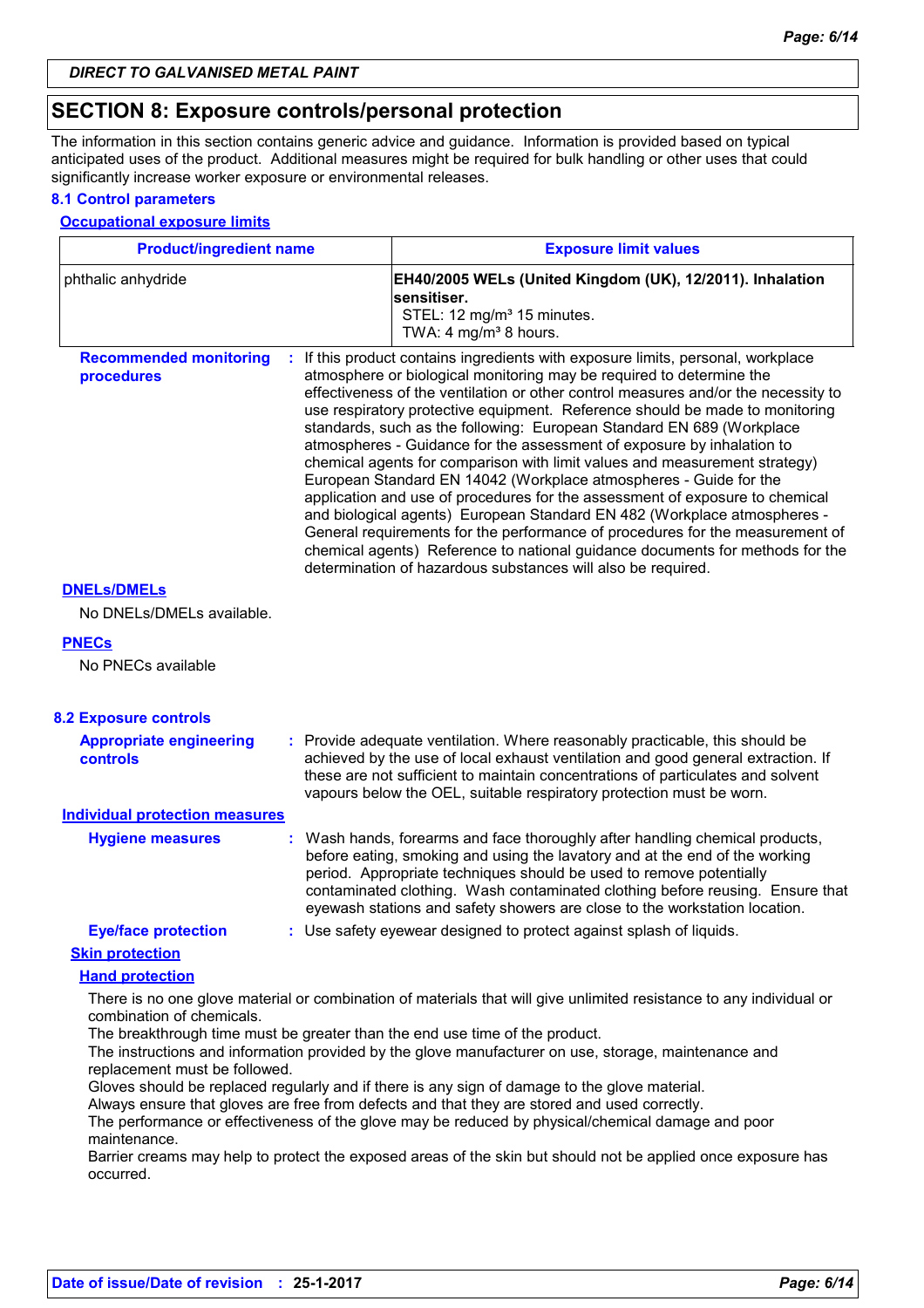## SECTION 8: Exposure controls/personal protection

The information in this section contains generic advice and guidance. Information is provided based on typical anticipated uses of the product. Additional measures might be required for bulk handling or other uses that could significantly increase worker exposure or environmental releases.

### 8.1 Control parameters

**Occupational exposure limits**

| Product/ingredient name | Exposure limit values |
|---|---|
| phthalic anhydride | **EH40/2005 WELs (United Kingdom (UK), 12/2011). Inhalation sensitiser.**<br>STEL: 12 mg/m³ 15 minutes.<br>TWA: 4 mg/m³ 8 hours. |

**Recommended monitoring procedures** : If this product contains ingredients with exposure limits, personal, workplace atmosphere or biological monitoring may be required to determine the effectiveness of the ventilation or other control measures and/or the necessity to use respiratory protective equipment. Reference should be made to monitoring standards, such as the following: European Standard EN 689 (Workplace atmospheres - Guidance for the assessment of exposure by inhalation to chemical agents for comparison with limit values and measurement strategy) European Standard EN 14042 (Workplace atmospheres - Guide for the application and use of procedures for the assessment of exposure to chemical and biological agents) European Standard EN 482 (Workplace atmospheres - General requirements for the performance of procedures for the measurement of chemical agents) Reference to national guidance documents for methods for the determination of hazardous substances will also be required.

**DNELs/DMELs**

No DNELs/DMELs available.

**PNECs**

No PNECs available

### 8.2 Exposure controls

**Appropriate engineering controls** : Provide adequate ventilation. Where reasonably practicable, this should be achieved by the use of local exhaust ventilation and good general extraction. If these are not sufficient to maintain concentrations of particulates and solvent vapours below the OEL, suitable respiratory protection must be worn.

**Individual protection measures**

**Hygiene measures** : Wash hands, forearms and face thoroughly after handling chemical products, before eating, smoking and using the lavatory and at the end of the working period. Appropriate techniques should be used to remove potentially contaminated clothing. Wash contaminated clothing before reusing. Ensure that eyewash stations and safety showers are close to the workstation location.

**Eye/face protection** : Use safety eyewear designed to protect against splash of liquids.

**Skin protection**

**Hand protection**

There is no one glove material or combination of materials that will give unlimited resistance to any individual or combination of chemicals.
The breakthrough time must be greater than the end use time of the product.
The instructions and information provided by the glove manufacturer on use, storage, maintenance and replacement must be followed.
Gloves should be replaced regularly and if there is any sign of damage to the glove material.
Always ensure that gloves are free from defects and that they are stored and used correctly.
The performance or effectiveness of the glove may be reduced by physical/chemical damage and poor maintenance.
Barrier creams may help to protect the exposed areas of the skin but should not be applied once exposure has occurred.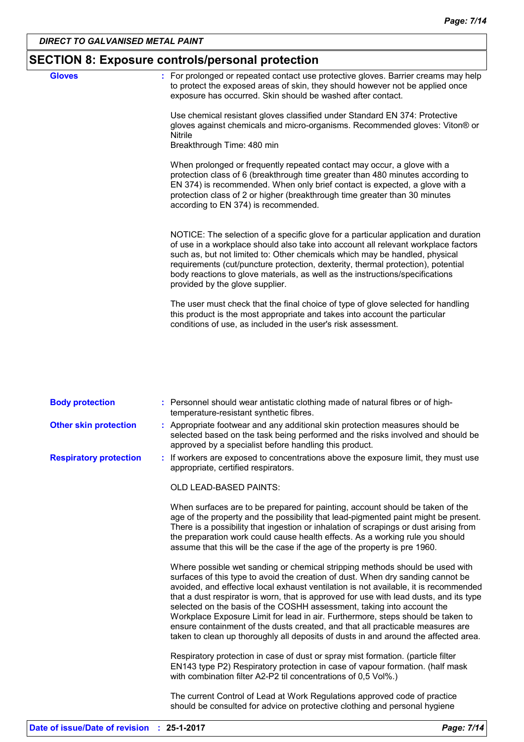## SECTION 8: Exposure controls/personal protection

**Gloves** : For prolonged or repeated contact use protective gloves. Barrier creams may help to protect the exposed areas of skin, they should however not be applied once exposure has occurred. Skin should be washed after contact.

Use chemical resistant gloves classified under Standard EN 374: Protective gloves against chemicals and micro-organisms. Recommended gloves: Viton® or Nitrile
Breakthrough Time: 480 min

When prolonged or frequently repeated contact may occur, a glove with a protection class of 6 (breakthrough time greater than 480 minutes according to EN 374) is recommended. When only brief contact is expected, a glove with a protection class of 2 or higher (breakthrough time greater than 30 minutes according to EN 374) is recommended.

NOTICE: The selection of a specific glove for a particular application and duration of use in a workplace should also take into account all relevant workplace factors such as, but not limited to: Other chemicals which may be handled, physical requirements (cut/puncture protection, dexterity, thermal protection), potential body reactions to glove materials, as well as the instructions/specifications provided by the glove supplier.

The user must check that the final choice of type of glove selected for handling this product is the most appropriate and takes into account the particular conditions of use, as included in the user's risk assessment.

**Body protection** : Personnel should wear antistatic clothing made of natural fibres or of high-temperature-resistant synthetic fibres.

**Other skin protection** : Appropriate footwear and any additional skin protection measures should be selected based on the task being performed and the risks involved and should be approved by a specialist before handling this product.

**Respiratory protection** : If workers are exposed to concentrations above the exposure limit, they must use appropriate, certified respirators.

OLD LEAD-BASED PAINTS:

When surfaces are to be prepared for painting, account should be taken of the age of the property and the possibility that lead-pigmented paint might be present. There is a possibility that ingestion or inhalation of scrapings or dust arising from the preparation work could cause health effects. As a working rule you should assume that this will be the case if the age of the property is pre 1960.

Where possible wet sanding or chemical stripping methods should be used with surfaces of this type to avoid the creation of dust. When dry sanding cannot be avoided, and effective local exhaust ventilation is not available, it is recommended that a dust respirator is worn, that is approved for use with lead dusts, and its type selected on the basis of the COSHH assessment, taking into account the Workplace Exposure Limit for lead in air. Furthermore, steps should be taken to ensure containment of the dusts created, and that all practicable measures are taken to clean up thoroughly all deposits of dusts in and around the affected area.

Respiratory protection in case of dust or spray mist formation. (particle filter EN143 type P2) Respiratory protection in case of vapour formation. (half mask with combination filter A2-P2 til concentrations of 0,5 Vol%.)

The current Control of Lead at Work Regulations approved code of practice should be consulted for advice on protective clothing and personal hygiene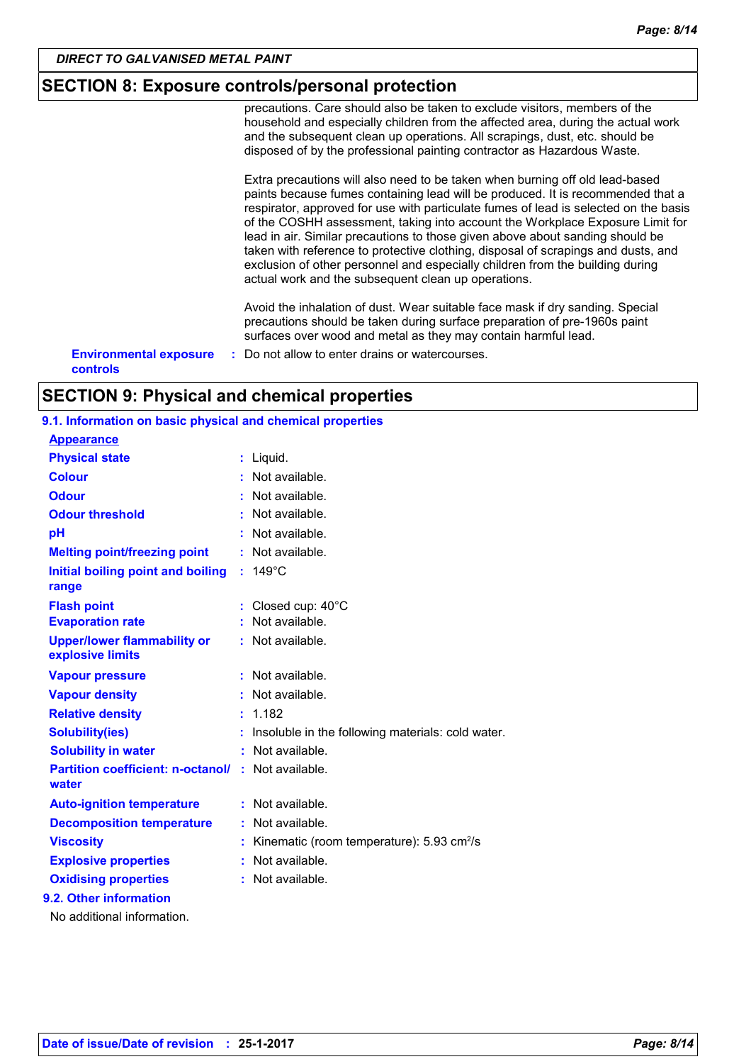## SECTION 8: Exposure controls/personal protection

precautions. Care should also be taken to exclude visitors, members of the household and especially children from the affected area, during the actual work and the subsequent clean up operations. All scrapings, dust, etc. should be disposed of by the professional painting contractor as Hazardous Waste.

Extra precautions will also need to be taken when burning off old lead-based paints because fumes containing lead will be produced. It is recommended that a respirator, approved for use with particulate fumes of lead is selected on the basis of the COSHH assessment, taking into account the Workplace Exposure Limit for lead in air. Similar precautions to those given above about sanding should be taken with reference to protective clothing, disposal of scrapings and dusts, and exclusion of other personnel and especially children from the building during actual work and the subsequent clean up operations.

Avoid the inhalation of dust. Wear suitable face mask if dry sanding. Special precautions should be taken during surface preparation of pre-1960s paint surfaces over wood and metal as they may contain harmful lead.

**Environmental exposure controls** : Do not allow to enter drains or watercourses.

## SECTION 9: Physical and chemical properties

### 9.1. Information on basic physical and chemical properties

**Appearance**

| Property | Value |
| --- | --- |
| **Physical state** | Liquid. |
| **Colour** | Not available. |
| **Odour** | Not available. |
| **Odour threshold** | Not available. |
| **pH** | Not available. |
| **Melting point/freezing point** | Not available. |
| **Initial boiling point and boiling range** | 149°C |
| **Flash point** | Closed cup: 40°C |
| **Evaporation rate** | Not available. |
| **Upper/lower flammability or explosive limits** | Not available. |
| **Vapour pressure** | Not available. |
| **Vapour density** | Not available. |
| **Relative density** | 1.182 |
| **Solubility(ies)** | Insoluble in the following materials: cold water. |
| **Solubility in water** | Not available. |
| **Partition coefficient: n-octanol/ water** | Not available. |
| **Auto-ignition temperature** | Not available. |
| **Decomposition temperature** | Not available. |
| **Viscosity** | Kinematic (room temperature): 5.93 $cm^2/s$ |
| **Explosive properties** | Not available. |
| **Oxidising properties** | Not available. |

### 9.2. Other information

No additional information.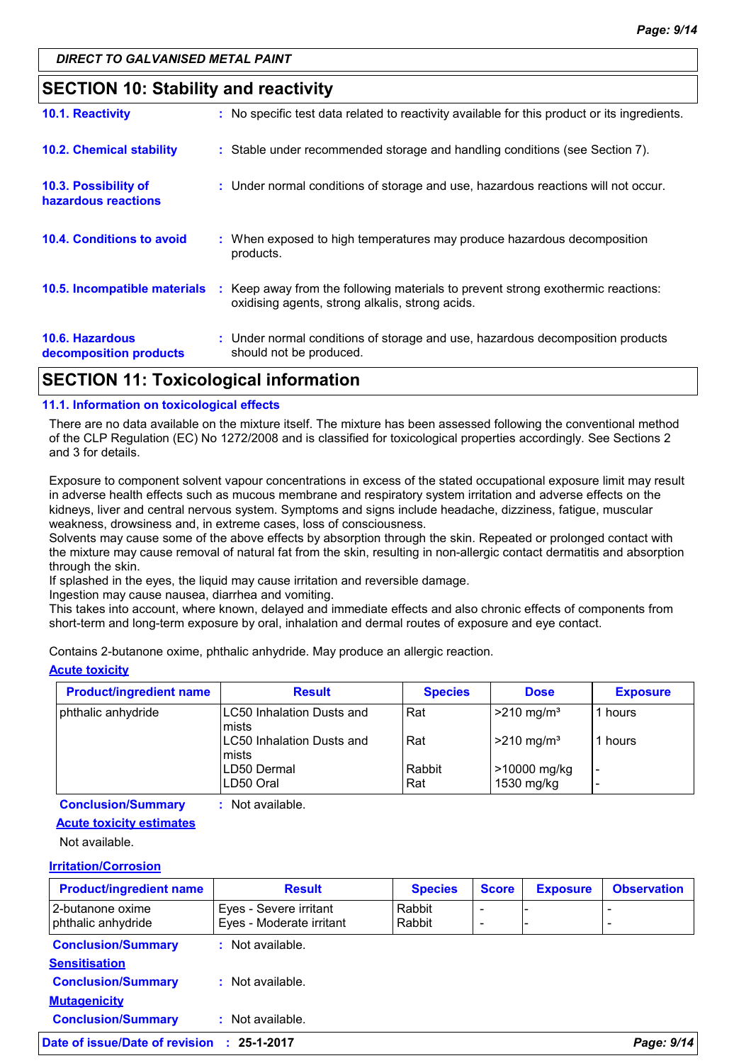*DIRECT TO GALVANISED METAL PAINT*

## SECTION 10: Stability and reactivity

**10.1. Reactivity** : No specific test data related to reactivity available for this product or its ingredients.

**10.2. Chemical stability** : Stable under recommended storage and handling conditions (see Section 7).

**10.3. Possibility of hazardous reactions** : Under normal conditions of storage and use, hazardous reactions will not occur.

**10.4. Conditions to avoid** : When exposed to high temperatures may produce hazardous decomposition products.

**10.5. Incompatible materials** : Keep away from the following materials to prevent strong exothermic reactions: oxidising agents, strong alkalis, strong acids.

**10.6. Hazardous decomposition products** : Under normal conditions of storage and use, hazardous decomposition products should not be produced.

## SECTION 11: Toxicological information

### 11.1. Information on toxicological effects

There are no data available on the mixture itself. The mixture has been assessed following the conventional method of the CLP Regulation (EC) No 1272/2008 and is classified for toxicological properties accordingly. See Sections 2 and 3 for details.

Exposure to component solvent vapour concentrations in excess of the stated occupational exposure limit may result in adverse health effects such as mucous membrane and respiratory system irritation and adverse effects on the kidneys, liver and central nervous system. Symptoms and signs include headache, dizziness, fatigue, muscular weakness, drowsiness and, in extreme cases, loss of consciousness.
Solvents may cause some of the above effects by absorption through the skin. Repeated or prolonged contact with the mixture may cause removal of natural fat from the skin, resulting in non-allergic contact dermatitis and absorption through the skin.
If splashed in the eyes, the liquid may cause irritation and reversible damage.
Ingestion may cause nausea, diarrhea and vomiting.
This takes into account, where known, delayed and immediate effects and also chronic effects of components from short-term and long-term exposure by oral, inhalation and dermal routes of exposure and eye contact.

Contains 2-butanone oxime, phthalic anhydride. May produce an allergic reaction.

**Acute toxicity**

| Product/ingredient name | Result | Species | Dose | Exposure |
|---|---|---|---|---|
| phthalic anhydride | LC50 Inhalation Dusts and mists | Rat | >210 mg/m³ | 1 hours |
| | LC50 Inhalation Dusts and mists | Rat | >210 mg/m³ | 1 hours |
| | LD50 Dermal | Rabbit | >10000 mg/kg | - |
| | LD50 Oral | Rat | 1530 mg/kg | - |

**Conclusion/Summary** : Not available.

**Acute toxicity estimates**

Not available.

**Irritation/Corrosion**

| Product/ingredient name | Result | Species | Score | Exposure | Observation |
|---|---|---|---|---|---|
| 2-butanone oxime | Eyes - Severe irritant | Rabbit | - | - | - |
| phthalic anhydride | Eyes - Moderate irritant | Rabbit | - | - | - |

**Conclusion/Summary** : Not available.

**Sensitisation**

**Conclusion/Summary** : Not available.

**Mutagenicity**

**Conclusion/Summary** : Not available.

**Date of issue/Date of revision** : **25-1-2017**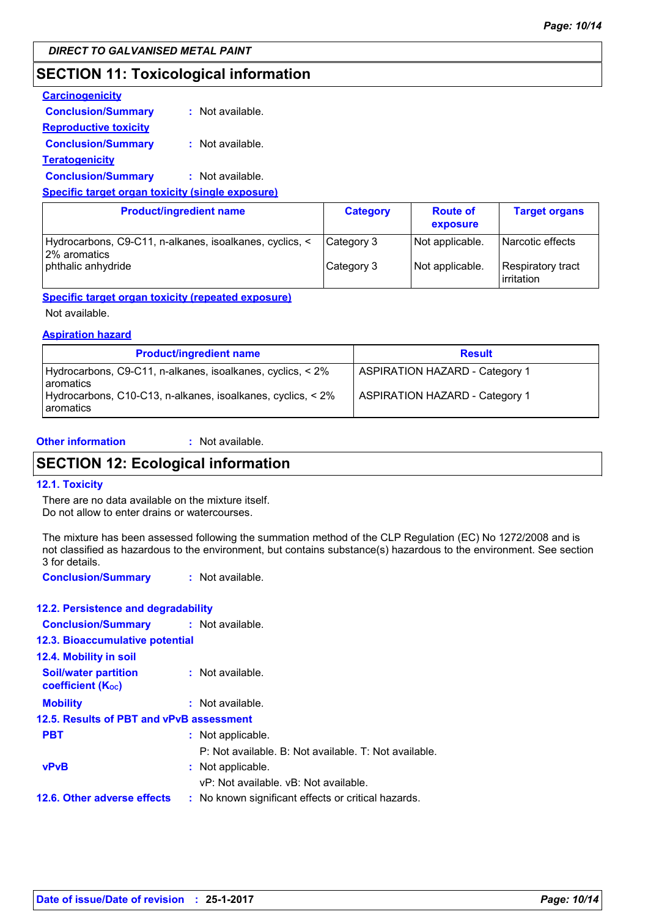## SECTION 11: Toxicological information

**Carcinogenicity**

**Conclusion/Summary** : Not available.

**Reproductive toxicity**

**Conclusion/Summary** : Not available.

**Teratogenicity**

**Conclusion/Summary** : Not available.

**Specific target organ toxicity (single exposure)**

| Product/ingredient name | Category | Route of exposure | Target organs |
|---|---|---|---|
| Hydrocarbons, C9-C11, n-alkanes, isoalkanes, cyclics, < 2% aromatics | Category 3 | Not applicable. | Narcotic effects |
| phthalic anhydride | Category 3 | Not applicable. | Respiratory tract irritation |

**Specific target organ toxicity (repeated exposure)**

Not available.

**Aspiration hazard**

| Product/ingredient name | Result |
|---|---|
| Hydrocarbons, C9-C11, n-alkanes, isoalkanes, cyclics, < 2% aromatics | ASPIRATION HAZARD - Category 1 |
| Hydrocarbons, C10-C13, n-alkanes, isoalkanes, cyclics, < 2% aromatics | ASPIRATION HAZARD - Category 1 |

**Other information** : Not available.

## SECTION 12: Ecological information

### 12.1. Toxicity

There are no data available on the mixture itself.
Do not allow to enter drains or watercourses.

The mixture has been assessed following the summation method of the CLP Regulation (EC) No 1272/2008 and is not classified as hazardous to the environment, but contains substance(s) hazardous to the environment. See section 3 for details.

**Conclusion/Summary** : Not available.

### 12.2. Persistence and degradability

**Conclusion/Summary** : Not available.

### 12.3. Bioaccumulative potential

### 12.4. Mobility in soil

**Soil/water partition coefficient ($K_{OC}$)** : Not available.

**Mobility** : Not available.

### 12.5. Results of PBT and vPvB assessment

**PBT** : Not applicable.

P: Not available. B: Not available. T: Not available.

**vPvB** : Not applicable.

vP: Not available. vB: Not available.

### 12.6. Other adverse effects : No known significant effects or critical hazards.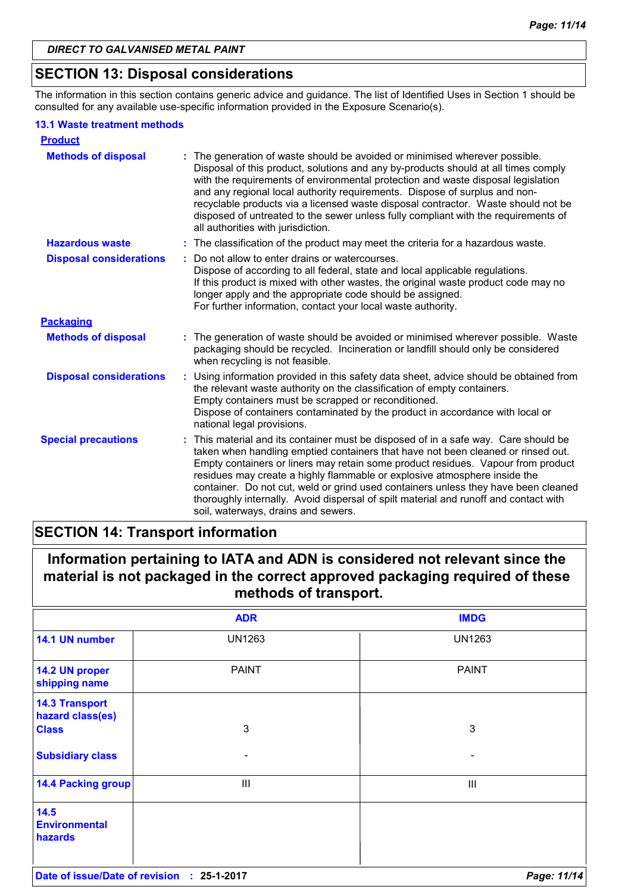## SECTION 13: Disposal considerations

The information in this section contains generic advice and guidance. The list of Identified Uses in Section 1 should be consulted for any available use-specific information provided in the Exposure Scenario(s).

### 13.1 Waste treatment methods

#### Product

**Methods of disposal** : The generation of waste should be avoided or minimised wherever possible. Disposal of this product, solutions and any by-products should at all times comply with the requirements of environmental protection and waste disposal legislation and any regional local authority requirements. Dispose of surplus and non-recyclable products via a licensed waste disposal contractor. Waste should not be disposed of untreated to the sewer unless fully compliant with the requirements of all authorities with jurisdiction.

**Hazardous waste** : The classification of the product may meet the criteria for a hazardous waste.

**Disposal considerations** : Do not allow to enter drains or watercourses.
Dispose of according to all federal, state and local applicable regulations.
If this product is mixed with other wastes, the original waste product code may no longer apply and the appropriate code should be assigned.
For further information, contact your local waste authority.

#### Packaging

**Methods of disposal** : The generation of waste should be avoided or minimised wherever possible. Waste packaging should be recycled. Incineration or landfill should only be considered when recycling is not feasible.

**Disposal considerations** : Using information provided in this safety data sheet, advice should be obtained from the relevant waste authority on the classification of empty containers.
Empty containers must be scrapped or reconditioned.
Dispose of containers contaminated by the product in accordance with local or national legal provisions.

**Special precautions** : This material and its container must be disposed of in a safe way. Care should be taken when handling emptied containers that have not been cleaned or rinsed out. Empty containers or liners may retain some product residues. Vapour from product residues may create a highly flammable or explosive atmosphere inside the container. Do not cut, weld or grind used containers unless they have been cleaned thoroughly internally. Avoid dispersal of spilt material and runoff and contact with soil, waterways, drains and sewers.

## SECTION 14: Transport information

**Information pertaining to IATA and ADN is considered not relevant since the material is not packaged in the correct approved packaging required of these methods of transport.**

| | ADR | IMDG |
|---|---|---|
| 14.1 UN number | UN1263 | UN1263 |
| 14.2 UN proper shipping name | PAINT | PAINT |
| 14.3 Transport hazard class(es) Class | 3 | 3 |
| Subsidiary class | - | - |
| 14.4 Packing group | III | III |
| 14.5 Environmental hazards | | |

**Date of issue/Date of revision** : 25-1-2017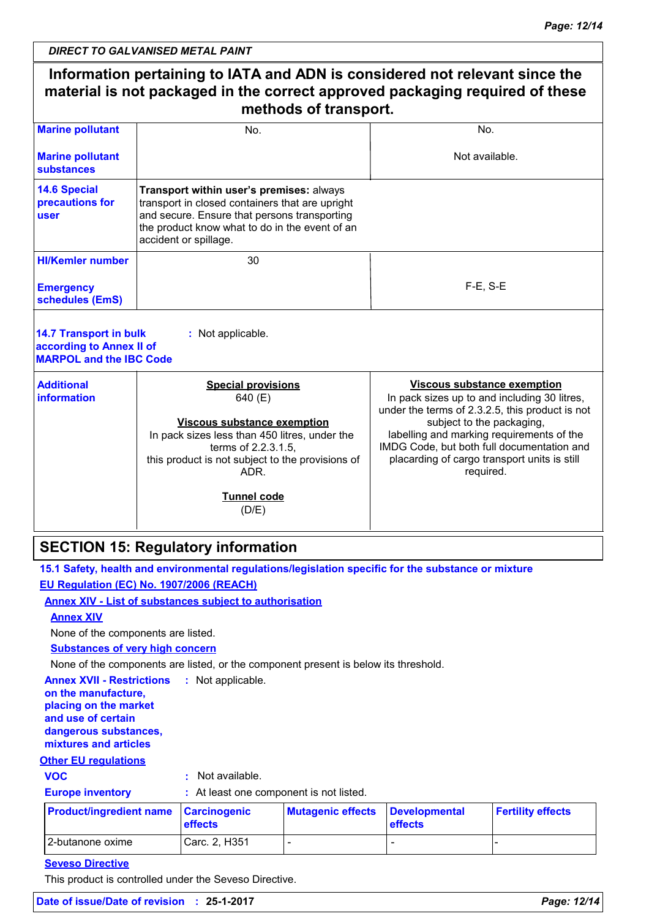*DIRECT TO GALVANISED METAL PAINT*

| Information pertaining to IATA and ADN is considered not relevant since the material is not packaged in the correct approved packaging required of these methods of transport. | | |
|---|---|---|
| **Marine pollutant** | No. | No. |
| **Marine pollutant substances** | | Not available. |
| **14.6 Special precautions for user** | **Transport within user's premises:** always transport in closed containers that are upright and secure. Ensure that persons transporting the product know what to do in the event of an accident or spillage. | |
| **HI/Kemler number** | 30 | |
| **Emergency schedules (EmS)** | | F-E, S-E |
| **14.7 Transport in bulk according to Annex II of MARPOL and the IBC Code** | : Not applicable. | |
| **Additional information** | **Special provisions**<br>640 (E)<br><br>**Viscous substance exemption**<br>In pack sizes less than 450 litres, under the terms of 2.2.3.1.5, this product is not subject to the provisions of ADR.<br><br>**Tunnel code**<br>(D/E) | **Viscous substance exemption**<br>In pack sizes up to and including 30 litres, under the terms of 2.3.2.5, this product is not subject to the packaging, labelling and marking requirements of the IMDG Code, but both full documentation and placarding of cargo transport units is still required. |

## SECTION 15: Regulatory information

**15.1 Safety, health and environmental regulations/legislation specific for the substance or mixture**

**EU Regulation (EC) No. 1907/2006 (REACH)**

**Annex XIV - List of substances subject to authorisation**

**Annex XIV**

None of the components are listed.

**Substances of very high concern**

None of the components are listed, or the component present is below its threshold.

**Annex XVII - Restrictions on the manufacture, placing on the market and use of certain dangerous substances, mixtures and articles** : Not applicable.

**Other EU regulations**

**VOC** : Not available.

**Europe inventory** : At least one component is not listed.

| Product/ingredient name | Carcinogenic effects | Mutagenic effects | Developmental effects | Fertility effects |
|---|---|---|---|---|
| 2-butanone oxime | Carc. 2, H351 | - | - | - |

**Seveso Directive**

This product is controlled under the Seveso Directive.

**Date of issue/Date of revision** : **25-1-2017**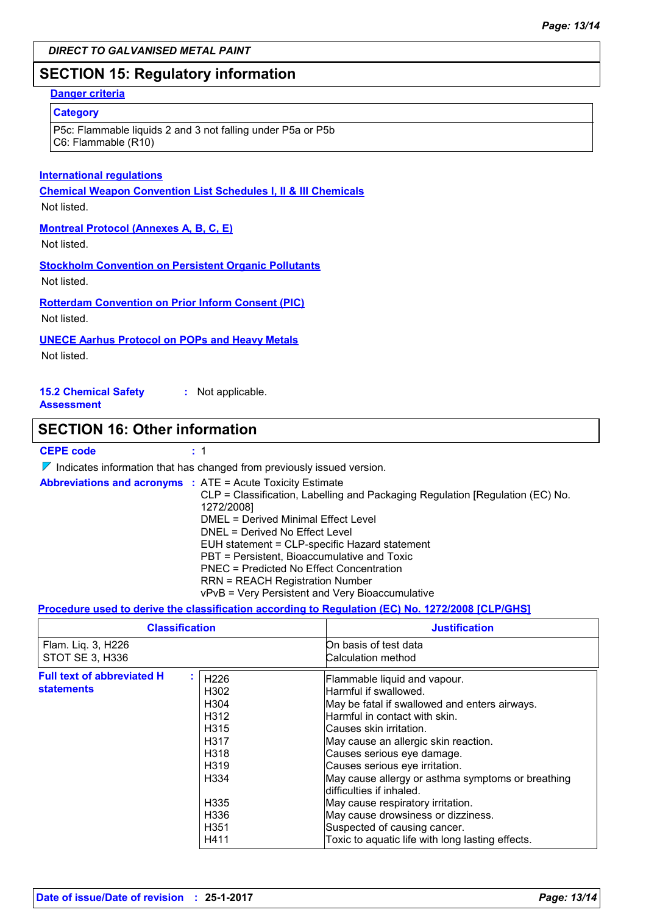DIRECT TO GALVANISED METAL PAINT

## SECTION 15: Regulatory information

**Danger criteria**

| Category |
|---|
| P5c: Flammable liquids 2 and 3 not falling under P5a or P5b<br>C6: Flammable (R10) |

**International regulations**

**Chemical Weapon Convention List Schedules I, II & III Chemicals**

Not listed.

**Montreal Protocol (Annexes A, B, C, E)**

Not listed.

**Stockholm Convention on Persistent Organic Pollutants**

Not listed.

**Rotterdam Convention on Prior Inform Consent (PIC)**

Not listed.

**UNECE Aarhus Protocol on POPs and Heavy Metals**

Not listed.

**15.2 Chemical Safety Assessment** : Not applicable.

## SECTION 16: Other information

**CEPE code** : 1

Indicates information that has changed from previously issued version.

**Abbreviations and acronyms** : ATE = Acute Toxicity Estimate
CLP = Classification, Labelling and Packaging Regulation [Regulation (EC) No. 1272/2008]
DMEL = Derived Minimal Effect Level
DNEL = Derived No Effect Level
EUH statement = CLP-specific Hazard statement
PBT = Persistent, Bioaccumulative and Toxic
PNEC = Predicted No Effect Concentration
RRN = REACH Registration Number
vPvB = Very Persistent and Very Bioaccumulative

**Procedure used to derive the classification according to Regulation (EC) No. 1272/2008 [CLP/GHS]**

| Classification | Justification |
|---|---|
| Flam. Liq. 3, H226 | On basis of test data |
| STOT SE 3, H336 | Calculation method |

**Full text of abbreviated H statements** :

| | |
|---|---|
| H226 | Flammable liquid and vapour. |
| H302 | Harmful if swallowed. |
| H304 | May be fatal if swallowed and enters airways. |
| H312 | Harmful in contact with skin. |
| H315 | Causes skin irritation. |
| H317 | May cause an allergic skin reaction. |
| H318 | Causes serious eye damage. |
| H319 | Causes serious eye irritation. |
| H334 | May cause allergy or asthma symptoms or breathing difficulties if inhaled. |
| H335 | May cause respiratory irritation. |
| H336 | May cause drowsiness or dizziness. |
| H351 | Suspected of causing cancer. |
| H411 | Toxic to aquatic life with long lasting effects. |

**Date of issue/Date of revision** : 25-1-2017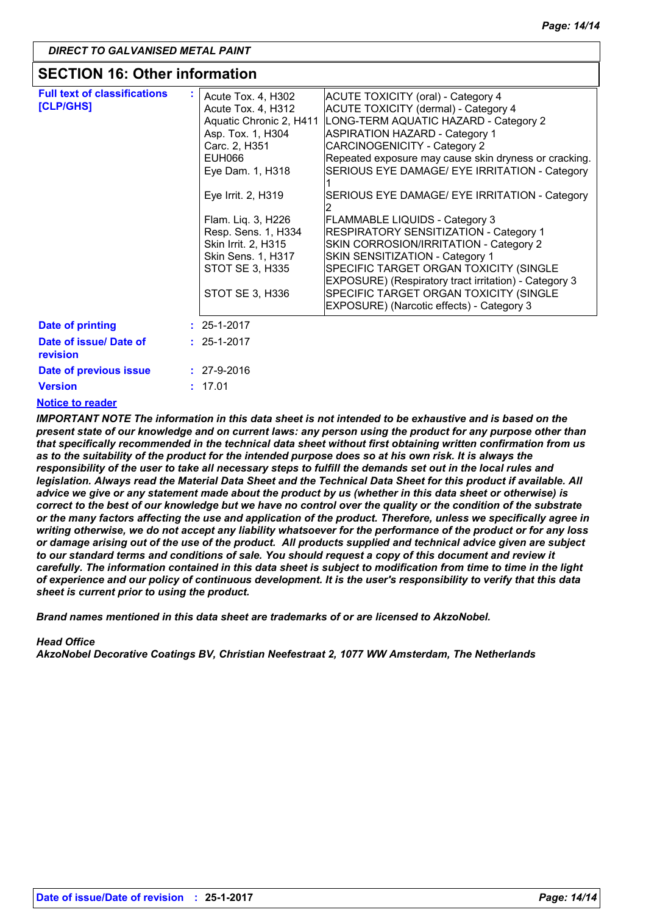## SECTION 16: Other information

**Full text of classifications [CLP/GHS]** :

| | |
|---|---|
| Acute Tox. 4, H302 | ACUTE TOXICITY (oral) - Category 4 |
| Acute Tox. 4, H312 | ACUTE TOXICITY (dermal) - Category 4 |
| Aquatic Chronic 2, H411 | LONG-TERM AQUATIC HAZARD - Category 2 |
| Asp. Tox. 1, H304 | ASPIRATION HAZARD - Category 1 |
| Carc. 2, H351 | CARCINOGENICITY - Category 2 |
| EUH066 | Repeated exposure may cause skin dryness or cracking. |
| Eye Dam. 1, H318 | SERIOUS EYE DAMAGE/ EYE IRRITATION - Category 1 |
| Eye Irrit. 2, H319 | SERIOUS EYE DAMAGE/ EYE IRRITATION - Category 2 |
| Flam. Liq. 3, H226 | FLAMMABLE LIQUIDS - Category 3 |
| Resp. Sens. 1, H334 | RESPIRATORY SENSITIZATION - Category 1 |
| Skin Irrit. 2, H315 | SKIN CORROSION/IRRITATION - Category 2 |
| Skin Sens. 1, H317 | SKIN SENSITIZATION - Category 1 |
| STOT SE 3, H335 | SPECIFIC TARGET ORGAN TOXICITY (SINGLE EXPOSURE) (Respiratory tract irritation) - Category 3 |
| STOT SE 3, H336 | SPECIFIC TARGET ORGAN TOXICITY (SINGLE EXPOSURE) (Narcotic effects) - Category 3 |

**Date of printing** : 25-1-2017

**Date of issue/ Date of revision** : 25-1-2017

**Date of previous issue** : 27-9-2016

**Version** : 17.01

**Notice to reader**

***IMPORTANT NOTE The information in this data sheet is not intended to be exhaustive and is based on the present state of our knowledge and on current laws: any person using the product for any purpose other than that specifically recommended in the technical data sheet without first obtaining written confirmation from us as to the suitability of the product for the intended purpose does so at his own risk. It is always the responsibility of the user to take all necessary steps to fulfill the demands set out in the local rules and legislation. Always read the Material Data Sheet and the Technical Data Sheet for this product if available. All advice we give or any statement made about the product by us (whether in this data sheet or otherwise) is correct to the best of our knowledge but we have no control over the quality or the condition of the substrate or the many factors affecting the use and application of the product. Therefore, unless we specifically agree in writing otherwise, we do not accept any liability whatsoever for the performance of the product or for any loss or damage arising out of the use of the product. All products supplied and technical advice given are subject to our standard terms and conditions of sale. You should request a copy of this document and review it carefully. The information contained in this data sheet is subject to modification from time to time in the light of experience and our policy of continuous development. It is the user's responsibility to verify that this data sheet is current prior to using the product.***

***Brand names mentioned in this data sheet are trademarks of or are licensed to AkzoNobel.***

***Head Office***
***AkzoNobel Decorative Coatings BV, Christian Neefestraat 2, 1077 WW Amsterdam, The Netherlands***